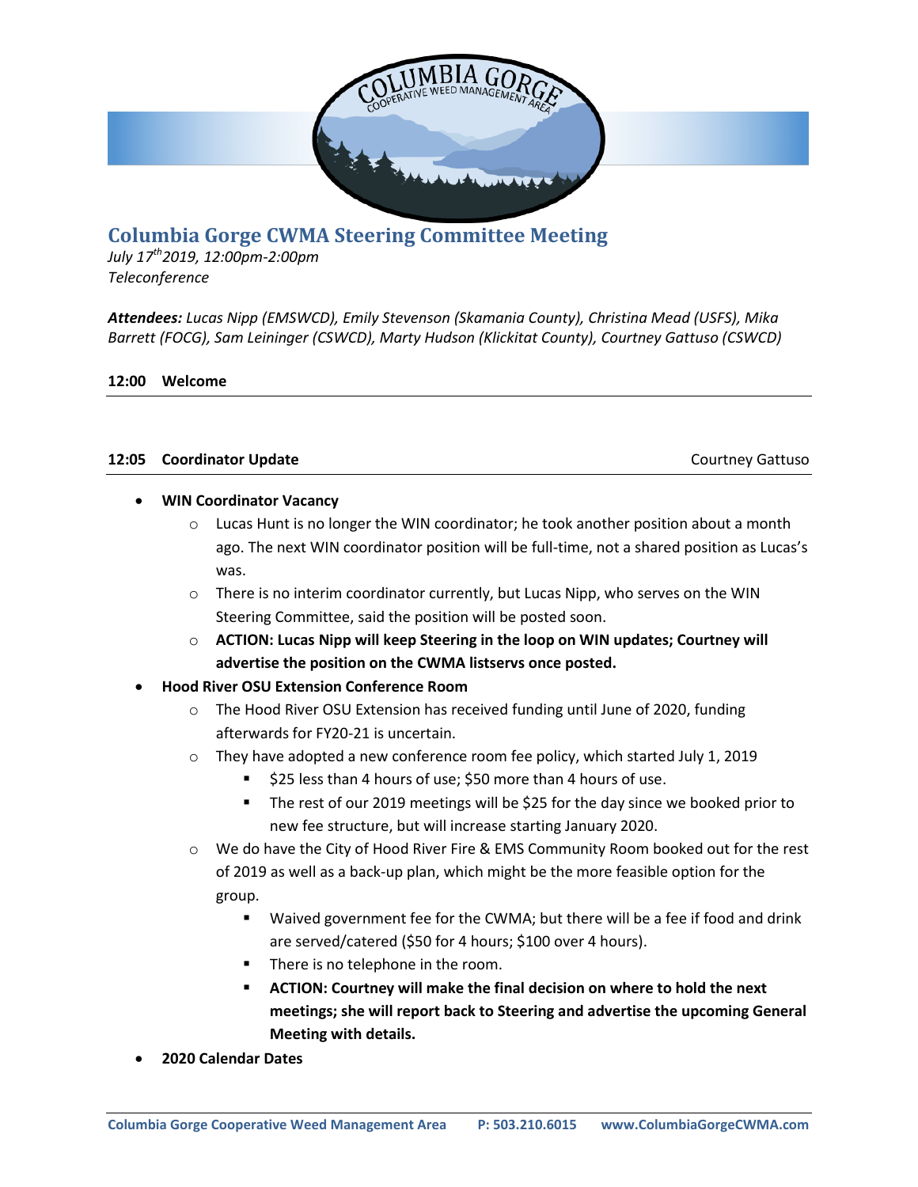# Columbia Gorge CWMA Steering Committee Meeting

*July 17th 2019, 12:00pm-2:00pm*
*Teleconference*

***Attendees:*** *Lucas Nipp (EMSWCD), Emily Stevenson (Skamania County), Christina Mead (USFS), Mika Barrett (FOCG), Sam Leininger (CSWCD), Marty Hudson (Klickitat County), Courtney Gattuso (CSWCD)*

### 12:00 Welcome

### 12:05 Coordinator Update — Courtney Gattuso

- **WIN Coordinator Vacancy**
  - Lucas Hunt is no longer the WIN coordinator; he took another position about a month ago. The next WIN coordinator position will be full-time, not a shared position as Lucas's was.
  - There is no interim coordinator currently, but Lucas Nipp, who serves on the WIN Steering Committee, said the position will be posted soon.
  - **ACTION: Lucas Nipp will keep Steering in the loop on WIN updates; Courtney will advertise the position on the CWMA listservs once posted.**
- **Hood River OSU Extension Conference Room**
  - The Hood River OSU Extension has received funding until June of 2020, funding afterwards for FY20-21 is uncertain.
  - They have adopted a new conference room fee policy, which started July 1, 2019
    - $25 less than 4 hours of use; $50 more than 4 hours of use.
    - The rest of our 2019 meetings will be $25 for the day since we booked prior to new fee structure, but will increase starting January 2020.
  - We do have the City of Hood River Fire & EMS Community Room booked out for the rest of 2019 as well as a back-up plan, which might be the more feasible option for the group.
    - Waived government fee for the CWMA; but there will be a fee if food and drink are served/catered ($50 for 4 hours; $100 over 4 hours).
    - There is no telephone in the room.
    - **ACTION: Courtney will make the final decision on where to hold the next meetings; she will report back to Steering and advertise the upcoming General Meeting with details.**
- **2020 Calendar Dates**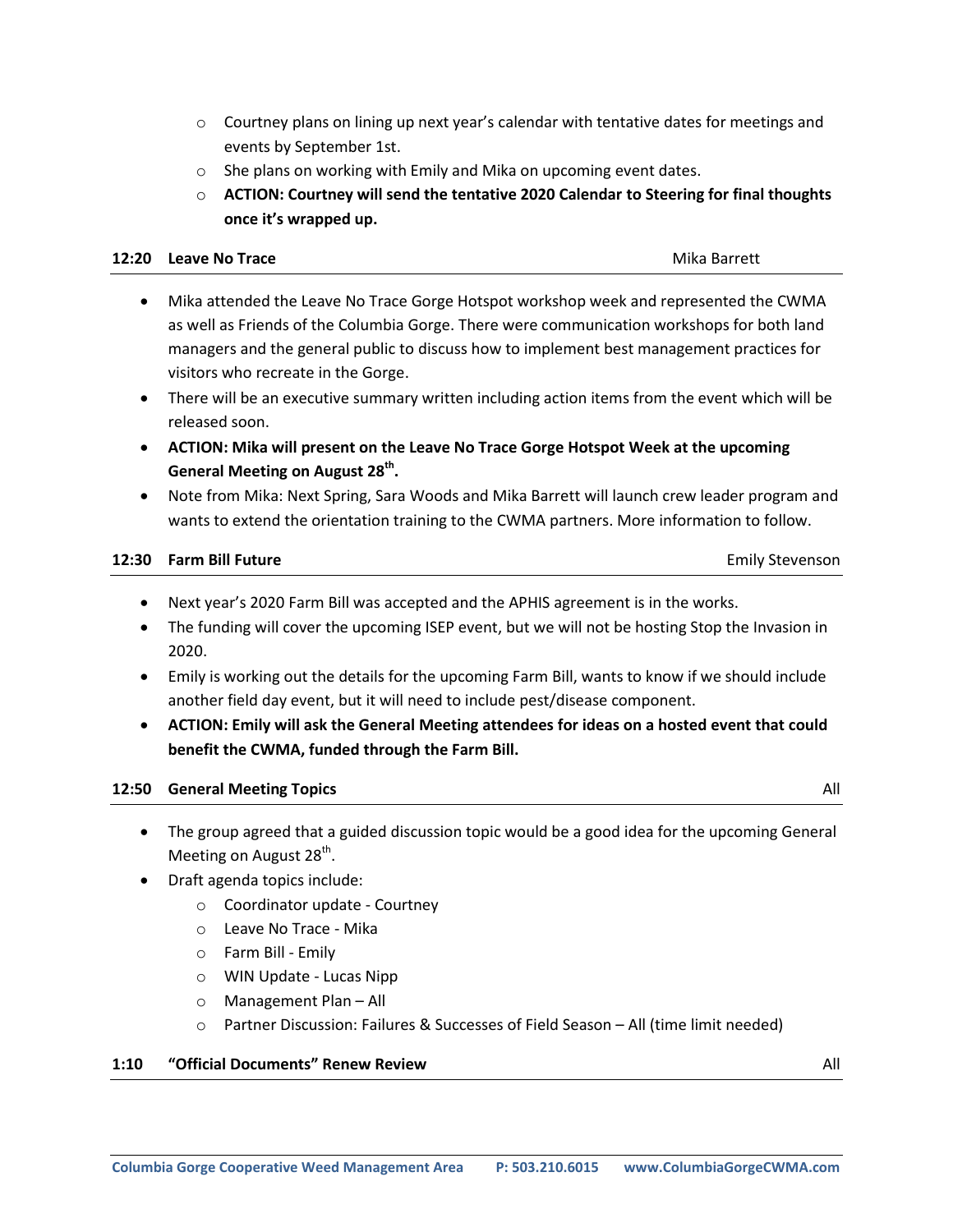- Courtney plans on lining up next year's calendar with tentative dates for meetings and events by September 1st.
- She plans on working with Emily and Mika on upcoming event dates.
- **ACTION: Courtney will send the tentative 2020 Calendar to Steering for final thoughts once it's wrapped up.**

**12:20 Leave No Trace** — Mika Barrett

- Mika attended the Leave No Trace Gorge Hotspot workshop week and represented the CWMA as well as Friends of the Columbia Gorge. There were communication workshops for both land managers and the general public to discuss how to implement best management practices for visitors who recreate in the Gorge.
- There will be an executive summary written including action items from the event which will be released soon.
- **ACTION: Mika will present on the Leave No Trace Gorge Hotspot Week at the upcoming General Meeting on August 28th.**
- Note from Mika: Next Spring, Sara Woods and Mika Barrett will launch crew leader program and wants to extend the orientation training to the CWMA partners. More information to follow.

**12:30 Farm Bill Future** — Emily Stevenson

- Next year's 2020 Farm Bill was accepted and the APHIS agreement is in the works.
- The funding will cover the upcoming ISEP event, but we will not be hosting Stop the Invasion in 2020.
- Emily is working out the details for the upcoming Farm Bill, wants to know if we should include another field day event, but it will need to include pest/disease component.
- **ACTION: Emily will ask the General Meeting attendees for ideas on a hosted event that could benefit the CWMA, funded through the Farm Bill.**

**12:50 General Meeting Topics** — All

- The group agreed that a guided discussion topic would be a good idea for the upcoming General Meeting on August 28th.
- Draft agenda topics include:
  - Coordinator update - Courtney
  - Leave No Trace - Mika
  - Farm Bill - Emily
  - WIN Update - Lucas Nipp
  - Management Plan – All
  - Partner Discussion: Failures & Successes of Field Season – All (time limit needed)

**1:10 "Official Documents" Renew Review** — All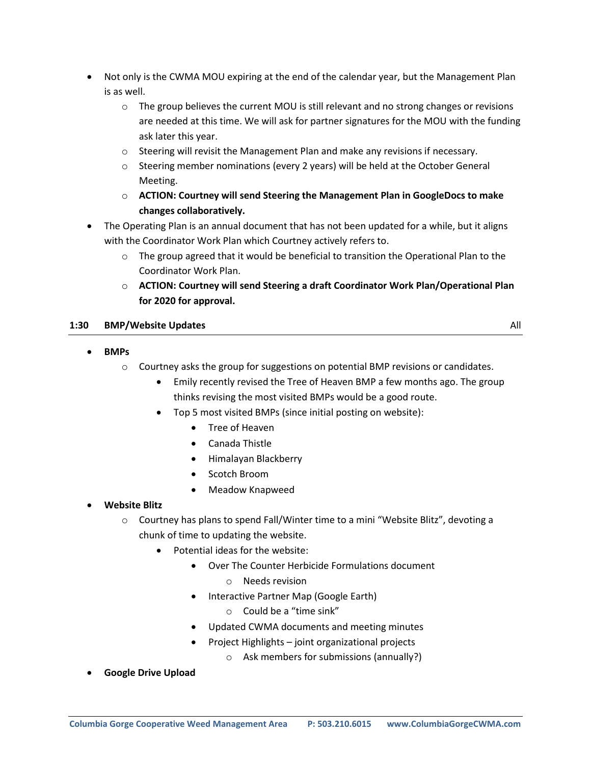- Not only is the CWMA MOU expiring at the end of the calendar year, but the Management Plan is as well.
    - The group believes the current MOU is still relevant and no strong changes or revisions are needed at this time. We will ask for partner signatures for the MOU with the funding ask later this year.
    - Steering will revisit the Management Plan and make any revisions if necessary.
    - Steering member nominations (every 2 years) will be held at the October General Meeting.
    - **ACTION: Courtney will send Steering the Management Plan in GoogleDocs to make changes collaboratively.**
- The Operating Plan is an annual document that has not been updated for a while, but it aligns with the Coordinator Work Plan which Courtney actively refers to.
    - The group agreed that it would be beneficial to transition the Operational Plan to the Coordinator Work Plan.
    - **ACTION: Courtney will send Steering a draft Coordinator Work Plan/Operational Plan for 2020 for approval.**

**1:30 BMP/Website Updates** All

- **BMPs**
    - Courtney asks the group for suggestions on potential BMP revisions or candidates.
        - Emily recently revised the Tree of Heaven BMP a few months ago. The group thinks revising the most visited BMPs would be a good route.
        - Top 5 most visited BMPs (since initial posting on website):
            - Tree of Heaven
            - Canada Thistle
            - Himalayan Blackberry
            - Scotch Broom
            - Meadow Knapweed
- **Website Blitz**
    - Courtney has plans to spend Fall/Winter time to a mini "Website Blitz", devoting a chunk of time to updating the website.
        - Potential ideas for the website:
            - Over The Counter Herbicide Formulations document
                - Needs revision
            - Interactive Partner Map (Google Earth)
                - Could be a "time sink"
            - Updated CWMA documents and meeting minutes
            - Project Highlights – joint organizational projects
                - Ask members for submissions (annually?)
- **Google Drive Upload**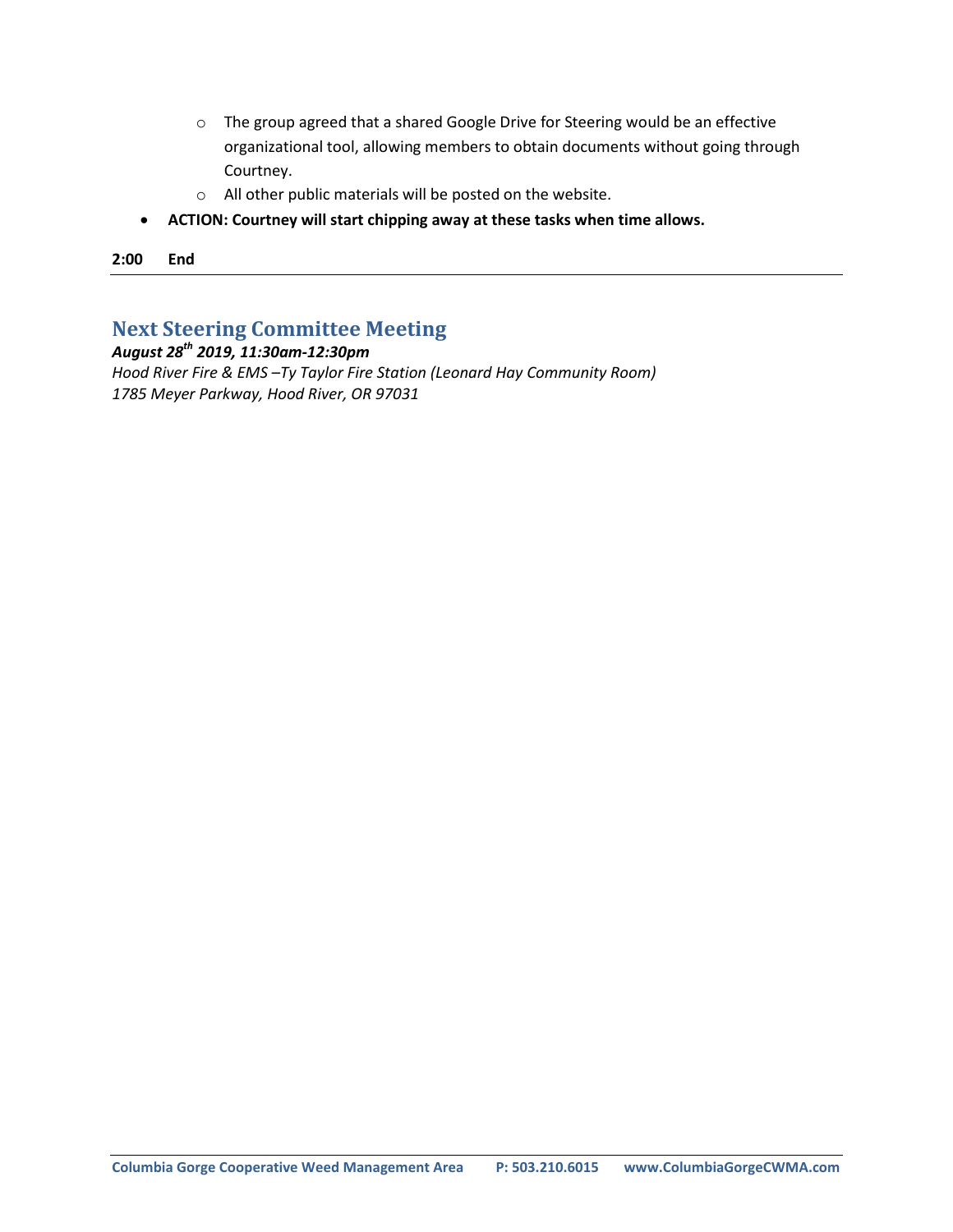- The group agreed that a shared Google Drive for Steering would be an effective organizational tool, allowing members to obtain documents without going through Courtney.
    - All other public materials will be posted on the website.
- **ACTION: Courtney will start chipping away at these tasks when time allows.**

**2:00 End**

---

## Next Steering Committee Meeting

***August 28th 2019, 11:30am-12:30pm***

*Hood River Fire & EMS –Ty Taylor Fire Station (Leonard Hay Community Room)*

*1785 Meyer Parkway, Hood River, OR 97031*